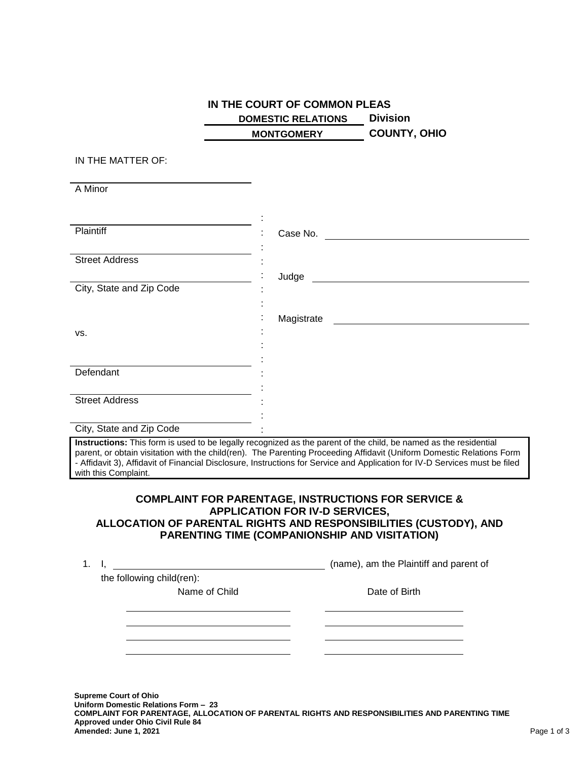**IN THE COURT OF COMMON PLEAS**

**DOMESTIC RELATIONS Division**

**MONTGOMERY COUNTY, OHIO**

IN THE MATTER OF:

______________________________
A Minor

______________________________
Plaintiff

______________________________
Street Address

______________________________
City, State and Zip Code

vs.

______________________________
Defendant

______________________________
Street Address

______________________________
City, State and Zip Code

Case No. ______________________________

Judge ______________________________

Magistrate ______________________________

**Instructions:** This form is used to be legally recognized as the parent of the child, be named as the residential parent, or obtain visitation with the child(ren). The Parenting Proceeding Affidavit (Uniform Domestic Relations Form - Affidavit 3), Affidavit of Financial Disclosure, Instructions for Service and Application for IV-D Services must be filed with this Complaint.

## COMPLAINT FOR PARENTAGE, INSTRUCTIONS FOR SERVICE & APPLICATION FOR IV-D SERVICES, ALLOCATION OF PARENTAL RIGHTS AND RESPONSIBILITIES (CUSTODY), AND PARENTING TIME (COMPANIONSHIP AND VISITATION)

1. I, ______________________________ (name), am the Plaintiff and parent of the following child(ren):

| Name of Child | Date of Birth |
| --- | --- |
| | |
| | |
| | |
| | |

**Supreme Court of Ohio**
**Uniform Domestic Relations Form – 23**
**COMPLAINT FOR PARENTAGE, ALLOCATION OF PARENTAL RIGHTS AND RESPONSIBILITIES AND PARENTING TIME**
**Approved under Ohio Civil Rule 84**
**Amended: June 1, 2021**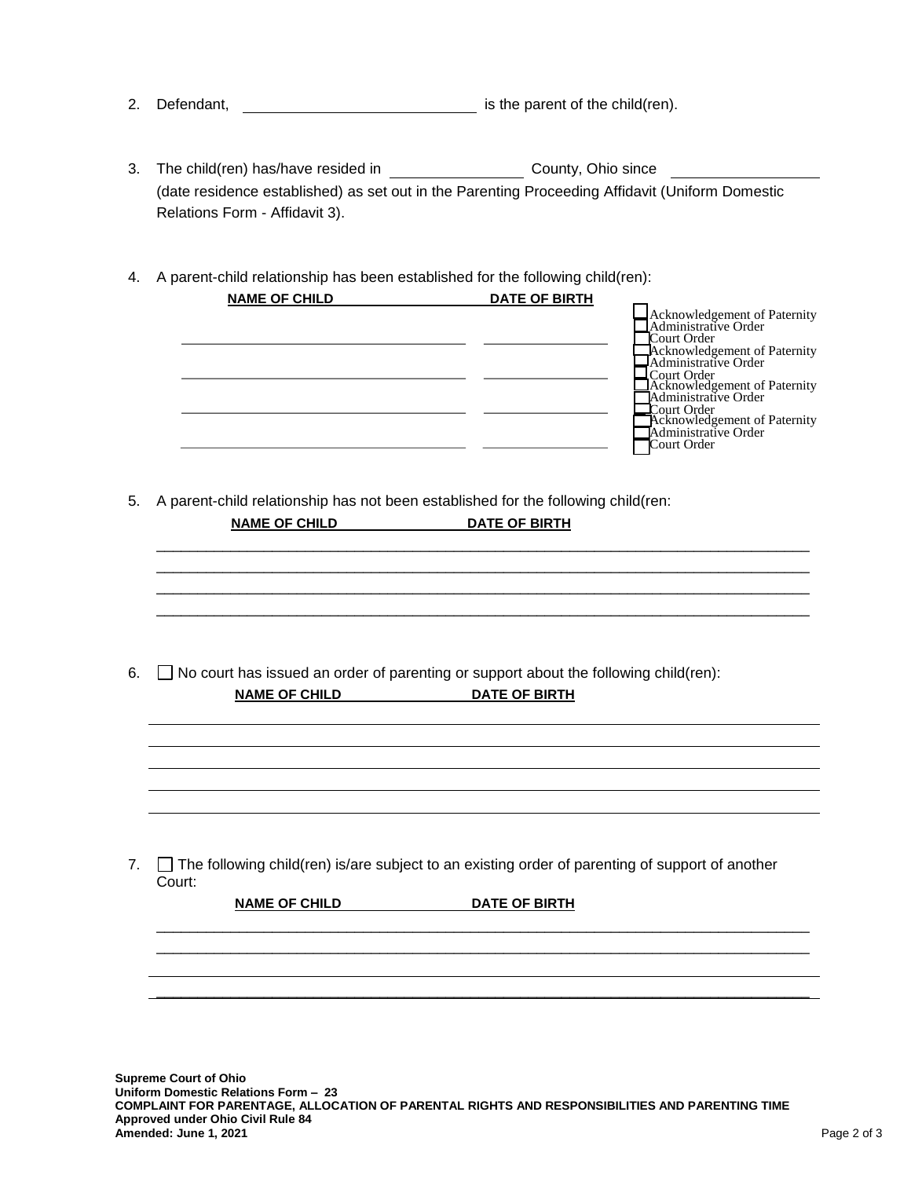2. Defendant, ______________________________ is the parent of the child(ren).

3. The child(ren) has/have resided in ________________ County, Ohio since __________________ (date residence established) as set out in the Parenting Proceeding Affidavit (Uniform Domestic Relations Form - Affidavit 3).

4. A parent-child relationship has been established for the following child(ren):

| NAME OF CHILD | DATE OF BIRTH | |
|---|---|---|
| ______________________________ | ______________ | ☐ Acknowledgement of Paternity ☐ Administrative Order ☐ Court Order |
| ______________________________ | ______________ | ☐ Acknowledgement of Paternity ☐ Administrative Order ☐ Court Order |
| ______________________________ | ______________ | ☐ Acknowledgement of Paternity ☐ Administrative Order ☐ Court Order |
| ______________________________ | ______________ | ☐ Acknowledgement of Paternity ☐ Administrative Order ☐ Court Order |

5. A parent-child relationship has not been established for the following child(ren:

**NAME OF CHILD** **DATE OF BIRTH**

______________________________________________________________________________
______________________________________________________________________________
______________________________________________________________________________
______________________________________________________________________________

6. ☐ No court has issued an order of parenting or support about the following child(ren):

**NAME OF CHILD** **DATE OF BIRTH**

______________________________________________________________________________
______________________________________________________________________________
______________________________________________________________________________
______________________________________________________________________________
______________________________________________________________________________

7. ☐ The following child(ren) is/are subject to an existing order of parenting of support of another Court:

**NAME OF CHILD** **DATE OF BIRTH**

______________________________________________________________________________
______________________________________________________________________________
______________________________________________________________________________
______________________________________________________________________________

**Supreme Court of Ohio**
**Uniform Domestic Relations Form – 23**
**COMPLAINT FOR PARENTAGE, ALLOCATION OF PARENTAL RIGHTS AND RESPONSIBILITIES AND PARENTING TIME**
**Approved under Ohio Civil Rule 84**
**Amended: June 1, 2021**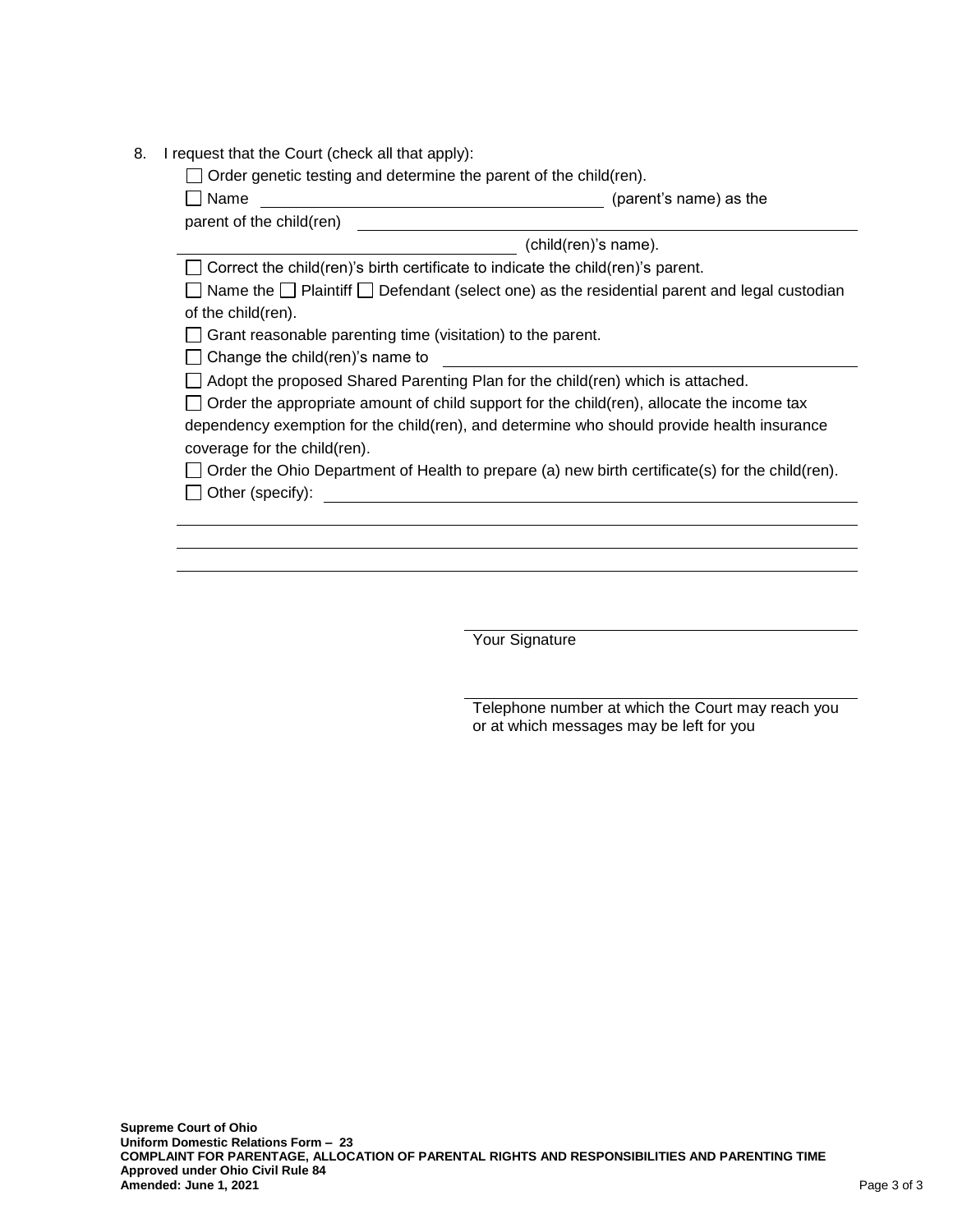8. I request that the Court (check all that apply):

   ☐ Order genetic testing and determine the parent of the child(ren).

   ☐ Name ______________________________ (parent's name) as the parent of the child(ren) ______________________________ ______________________________ (child(ren)'s name).

   ☐ Correct the child(ren)'s birth certificate to indicate the child(ren)'s parent.

   ☐ Name the ☐ Plaintiff ☐ Defendant (select one) as the residential parent and legal custodian of the child(ren).

   ☐ Grant reasonable parenting time (visitation) to the parent.

   ☐ Change the child(ren)'s name to ______________________________

   ☐ Adopt the proposed Shared Parenting Plan for the child(ren) which is attached.

   ☐ Order the appropriate amount of child support for the child(ren), allocate the income tax dependency exemption for the child(ren), and determine who should provide health insurance coverage for the child(ren).

   ☐ Order the Ohio Department of Health to prepare (a) new birth certificate(s) for the child(ren).

   ☐ Other (specify): ______________________________

   ______________________________

   ______________________________

   ______________________________

______________________________
Your Signature

______________________________
Telephone number at which the Court may reach you or at which messages may be left for you

**Supreme Court of Ohio**
**Uniform Domestic Relations Form – 23**
**COMPLAINT FOR PARENTAGE, ALLOCATION OF PARENTAL RIGHTS AND RESPONSIBILITIES AND PARENTING TIME**
**Approved under Ohio Civil Rule 84**
**Amended: June 1, 2021**